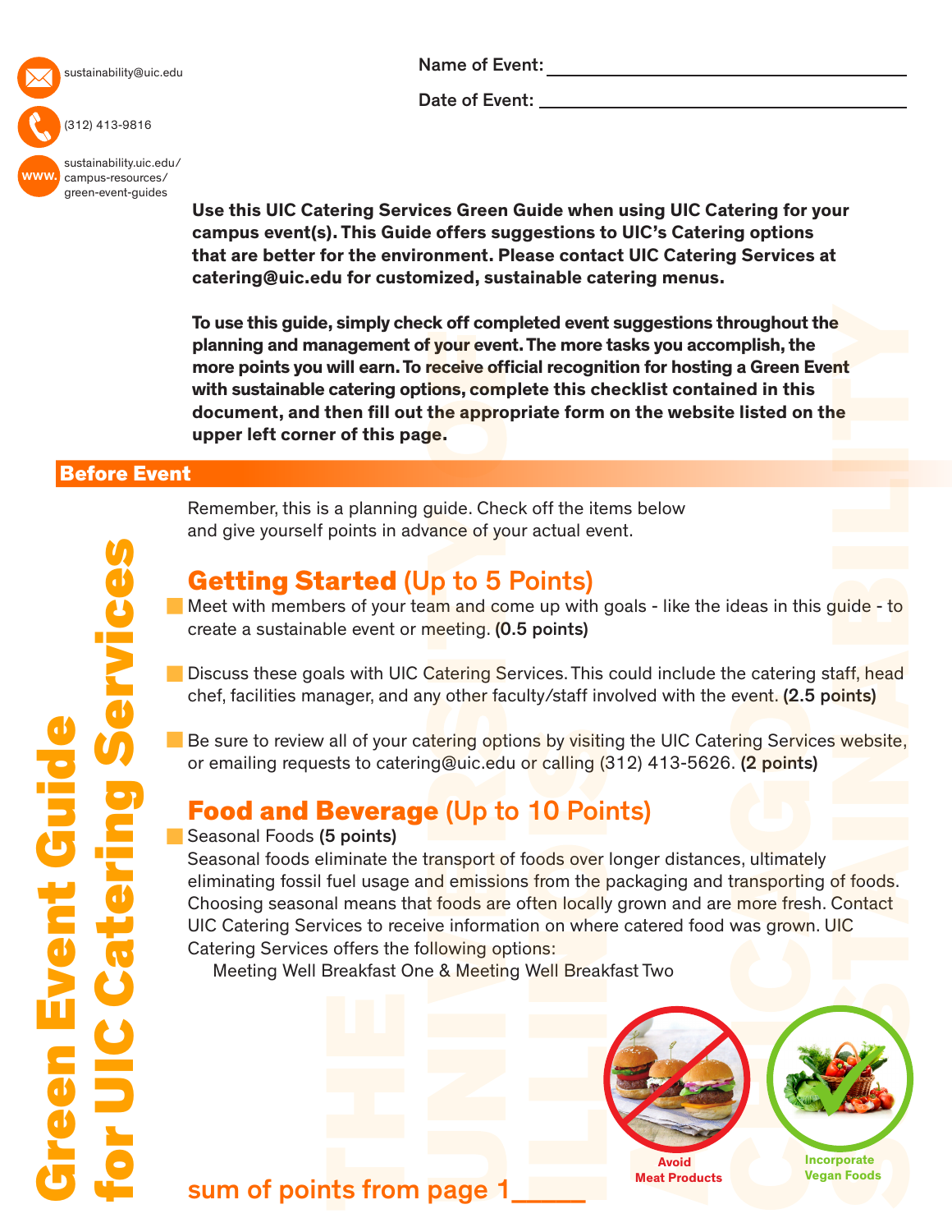# Green Event Guide for UIC Catering Services

sustainability@uic.edu

(312) 413-9816

www. sustainability.uic.edu/campus-resources/green-event-guides

Name of Event: ____________________

Date of Event: ____________________

**Use this UIC Catering Services Green Guide when using UIC Catering for your campus event(s). This Guide offers suggestions to UIC's Catering options that are better for the environment. Please contact UIC Catering Services at catering@uic.edu for customized, sustainable catering menus.**

**To use this guide, simply check off completed event suggestions throughout the planning and management of your event. The more tasks you accomplish, the more points you will earn. To receive official recognition for hosting a Green Event with sustainable catering options, complete this checklist contained in this document, and then fill out the appropriate form on the website listed on the upper left corner of this page.**

## Before Event

Remember, this is a planning guide. Check off the items below and give yourself points in advance of your actual event.

### Getting Started (Up to 5 Points)

- Meet with members of your team and come up with goals - like the ideas in this guide - to create a sustainable event or meeting. **(0.5 points)**
- Discuss these goals with UIC Catering Services. This could include the catering staff, head chef, facilities manager, and any other faculty/staff involved with the event. **(2.5 points)**
- Be sure to review all of your catering options by visiting the UIC Catering Services website, or emailing requests to catering@uic.edu or calling (312) 413-5626. **(2 points)**

### Food and Beverage (Up to 10 Points)

- Seasonal Foods **(5 points)**
  Seasonal foods eliminate the transport of foods over longer distances, ultimately eliminating fossil fuel usage and emissions from the packaging and transporting of foods. Choosing seasonal means that foods are often locally grown and are more fresh. Contact UIC Catering Services to receive information on where catered food was grown. UIC Catering Services offers the following options:
  Meeting Well Breakfast One & Meeting Well Breakfast Two

Avoid Meat Products

Incorporate Vegan Foods

sum of points from page 1_____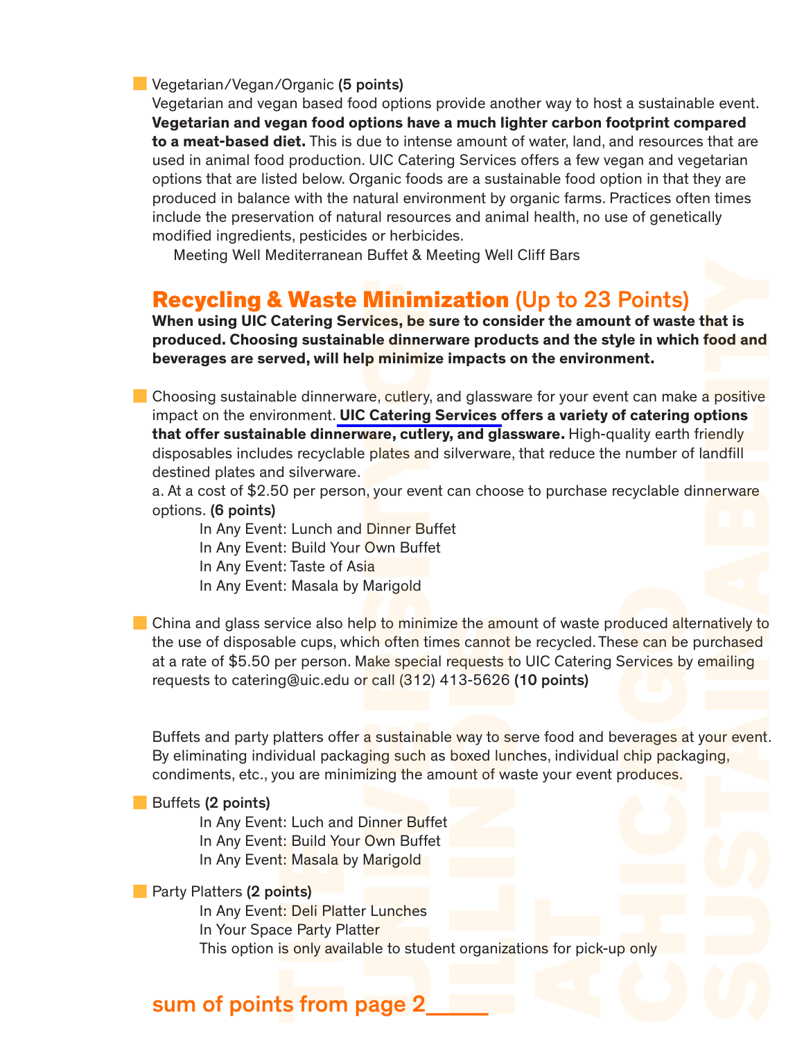- Vegetarian/Vegan/Organic **(5 points)**
  Vegetarian and vegan based food options provide another way to host a sustainable event. **Vegetarian and vegan food options have a much lighter carbon footprint compared to a meat-based diet.** This is due to intense amount of water, land, and resources that are used in animal food production. UIC Catering Services offers a few vegan and vegetarian options that are listed below. Organic foods are a sustainable food option in that they are produced in balance with the natural environment by organic farms. Practices often times include the preservation of natural resources and animal health, no use of genetically modified ingredients, pesticides or herbicides.
  Meeting Well Mediterranean Buffet & Meeting Well Cliff Bars

## **Recycling & Waste Minimization** (Up to 23 Points)

**When using UIC Catering Services, be sure to consider the amount of waste that is produced. Choosing sustainable dinnerware products and the style in which food and beverages are served, will help minimize impacts on the environment.**

- Choosing sustainable dinnerware, cutlery, and glassware for your event can make a positive impact on the environment. **UIC Catering Services offers a variety of catering options that offer sustainable dinnerware, cutlery, and glassware.** High-quality earth friendly disposables includes recyclable plates and silverware, that reduce the number of landfill destined plates and silverware.
  a. At a cost of $2.50 per person, your event can choose to purchase recyclable dinnerware options. **(6 points)**
  In Any Event: Lunch and Dinner Buffet
  In Any Event: Build Your Own Buffet
  In Any Event: Taste of Asia
  In Any Event: Masala by Marigold

- China and glass service also help to minimize the amount of waste produced alternatively to the use of disposable cups, which often times cannot be recycled. These can be purchased at a rate of $5.50 per person. Make special requests to UIC Catering Services by emailing requests to catering@uic.edu or call (312) 413-5626 **(10 points)**

Buffets and party platters offer a sustainable way to serve food and beverages at your event. By eliminating individual packaging such as boxed lunches, individual chip packaging, condiments, etc., you are minimizing the amount of waste your event produces.

- Buffets **(2 points)**
  In Any Event: Luch and Dinner Buffet
  In Any Event: Build Your Own Buffet
  In Any Event: Masala by Marigold

- Party Platters **(2 points)**
  In Any Event: Deli Platter Lunches
  In Your Space Party Platter
  This option is only available to student organizations for pick-up only

**sum of points from page 2\_\_\_\_\_**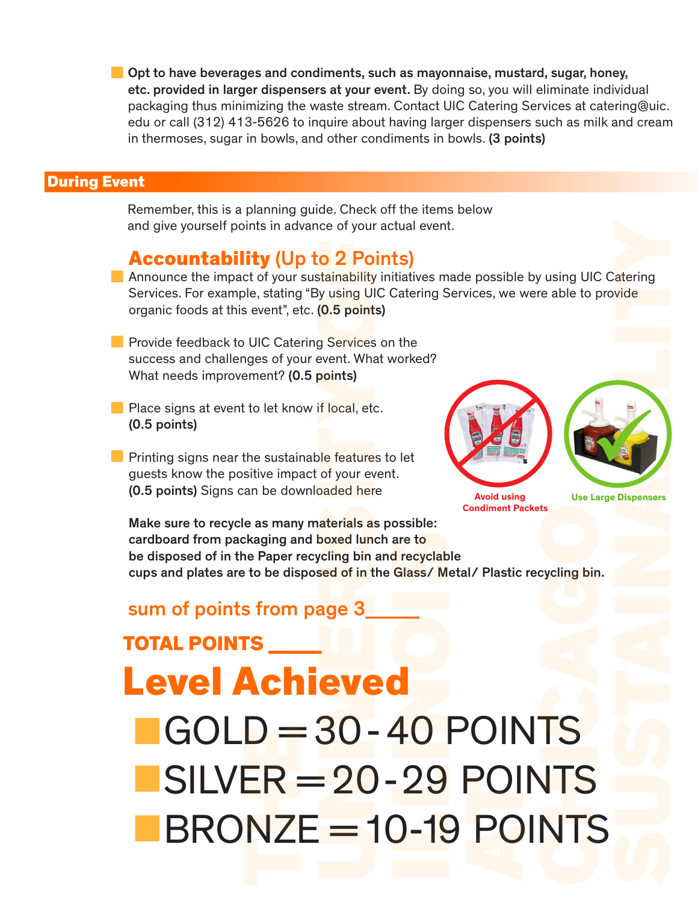- Opt to have beverages and condiments, such as mayonnaise, mustard, sugar, honey, etc. provided in larger dispensers at your event. By doing so, you will eliminate individual packaging thus minimizing the waste stream. Contact UIC Catering Services at catering@uic.edu or call (312) 413-5626 to inquire about having larger dispensers such as milk and cream in thermoses, sugar in bowls, and other condiments in bowls. **(3 points)**

## During Event

Remember, this is a planning guide. Check off the items below and give yourself points in advance of your actual event.

### Accountability (Up to 2 Points)

- Announce the impact of your sustainability initiatives made possible by using UIC Catering Services. For example, stating "By using UIC Catering Services, we were able to provide organic foods at this event", etc. **(0.5 points)**
- Provide feedback to UIC Catering Services on the success and challenges of your event. What worked? What needs improvement? **(0.5 points)**
- Place signs at event to let know if local, etc. **(0.5 points)**
- Printing signs near the sustainable features to let guests know the positive impact of your event. **(0.5 points)** Signs can be downloaded here

Avoid using Condiment Packets

Use Large Dispensers

**Make sure to recycle as many materials as possible: cardboard from packaging and boxed lunch are to be disposed of in the Paper recycling bin and recyclable cups and plates are to be disposed of in the Glass/ Metal/ Plastic recycling bin.**

sum of points from page 3\_\_\_\_\_

**TOTAL POINTS \_\_\_\_\_**

# Level Achieved

- GOLD = 30 - 40 POINTS
- SILVER = 20 - 29 POINTS
- BRONZE = 10-19 POINTS